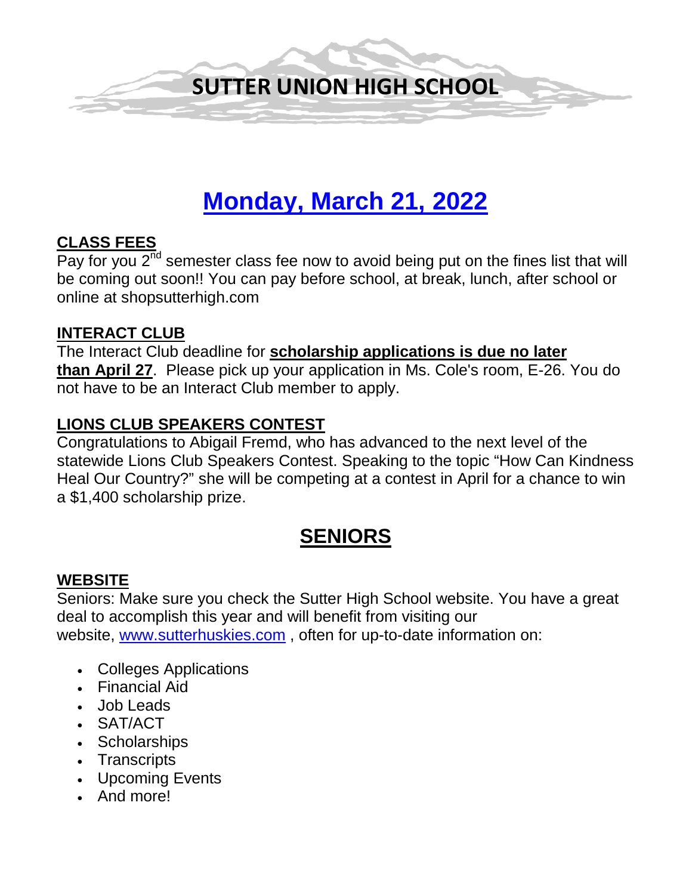# SUTTER UNION HIGH SCHOOL

## Monday, March 21, 2022

### CLASS FEES

Pay for you 2nd semester class fee now to avoid being put on the fines list that will be coming out soon!! You can pay before school, at break, lunch, after school or online at shopsutterhigh.com

### INTERACT CLUB

The Interact Club deadline for **scholarship applications is due no later than April 27**. Please pick up your application in Ms. Cole's room, E-26. You do not have to be an Interact Club member to apply.

### LIONS CLUB SPEAKERS CONTEST

Congratulations to Abigail Fremd, who has advanced to the next level of the statewide Lions Club Speakers Contest. Speaking to the topic "How Can Kindness Heal Our Country?" she will be competing at a contest in April for a chance to win a $1,400 scholarship prize.

## SENIORS

### WEBSITE

Seniors: Make sure you check the Sutter High School website. You have a great deal to accomplish this year and will benefit from visiting our website, [www.sutterhuskies.com](http://www.sutterhuskies.com) , often for up-to-date information on:

- Colleges Applications
- Financial Aid
- Job Leads
- SAT/ACT
- Scholarships
- Transcripts
- Upcoming Events
- And more!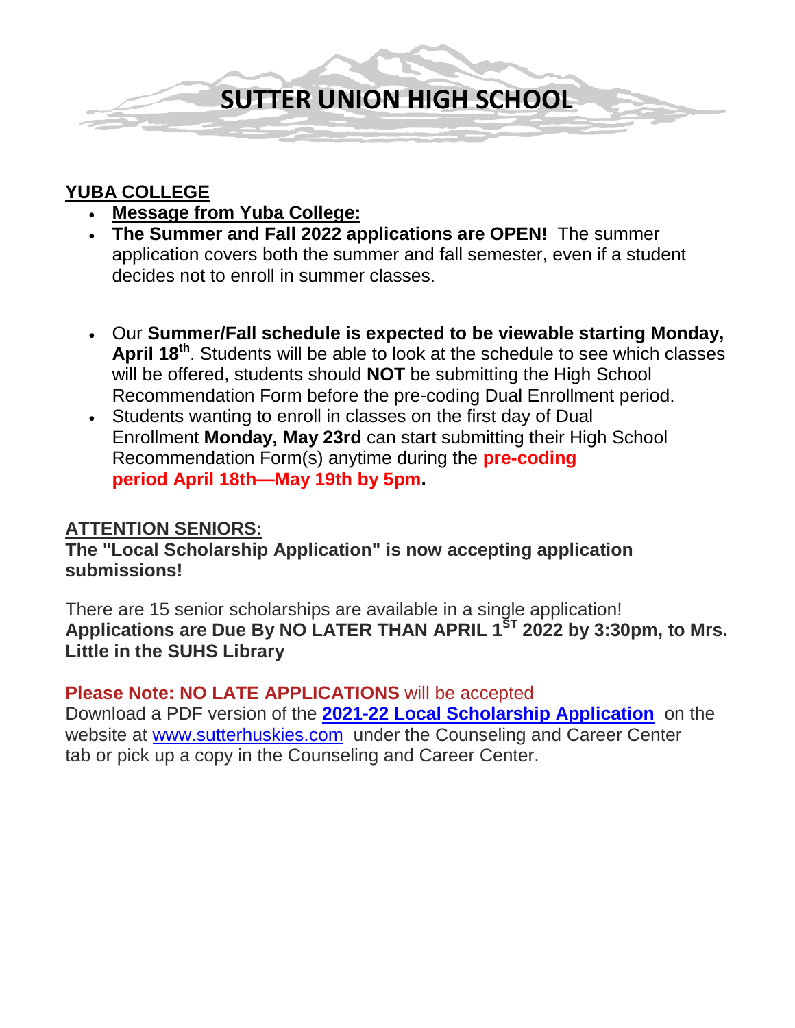# SUTTER UNION HIGH SCHOOL

## YUBA COLLEGE

- **Message from Yuba College:**
- **The Summer and Fall 2022 applications are OPEN!** The summer application covers both the summer and fall semester, even if a student decides not to enroll in summer classes.

- Our **Summer/Fall schedule is expected to be viewable starting Monday, April 18th**. Students will be able to look at the schedule to see which classes will be offered, students should **NOT** be submitting the High School Recommendation Form before the pre-coding Dual Enrollment period.
- Students wanting to enroll in classes on the first day of Dual Enrollment **Monday, May 23rd** can start submitting their High School Recommendation Form(s) anytime during the **pre-coding period April 18th—May 19th by 5pm.**

## ATTENTION SENIORS:

**The "Local Scholarship Application" is now accepting application submissions!**

There are 15 senior scholarships are available in a single application!
**Applications are Due By NO LATER THAN APRIL 1ST 2022 by 3:30pm, to Mrs. Little in the SUHS Library**

**Please Note: NO LATE APPLICATIONS** will be accepted
Download a PDF version of the **2021-22 Local Scholarship Application** on the website at www.sutterhuskies.com under the Counseling and Career Center tab or pick up a copy in the Counseling and Career Center.